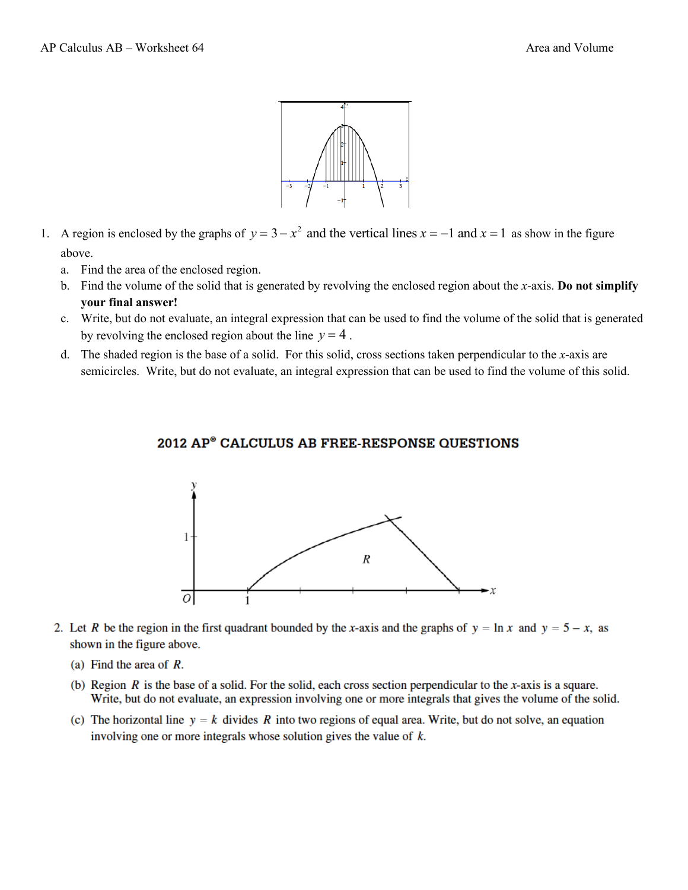1. A region is enclosed by the graphs of $y = 3 - x^2$ and the vertical lines $x = -1$ and $x = 1$ as show in the figure above.
   a. Find the area of the enclosed region.
   b. Find the volume of the solid that is generated by revolving the enclosed region about the $x$-axis. **Do not simplify your final answer!**
   c. Write, but do not evaluate, an integral expression that can be used to find the volume of the solid that is generated by revolving the enclosed region about the line $y = 4$.
   d. The shaded region is the base of a solid. For this solid, cross sections taken perpendicular to the $x$-axis are semicircles. Write, but do not evaluate, an integral expression that can be used to find the volume of this solid.

## 2012 AP® CALCULUS AB FREE-RESPONSE QUESTIONS

2. Let $R$ be the region in the first quadrant bounded by the $x$-axis and the graphs of $y = \ln x$ and $y = 5 - x$, as shown in the figure above.
   (a) Find the area of $R$.
   (b) Region $R$ is the base of a solid. For the solid, each cross section perpendicular to the $x$-axis is a square. Write, but do not evaluate, an expression involving one or more integrals that gives the volume of the solid.
   (c) The horizontal line $y = k$ divides $R$ into two regions of equal area. Write, but do not solve, an equation involving one or more integrals whose solution gives the value of $k$.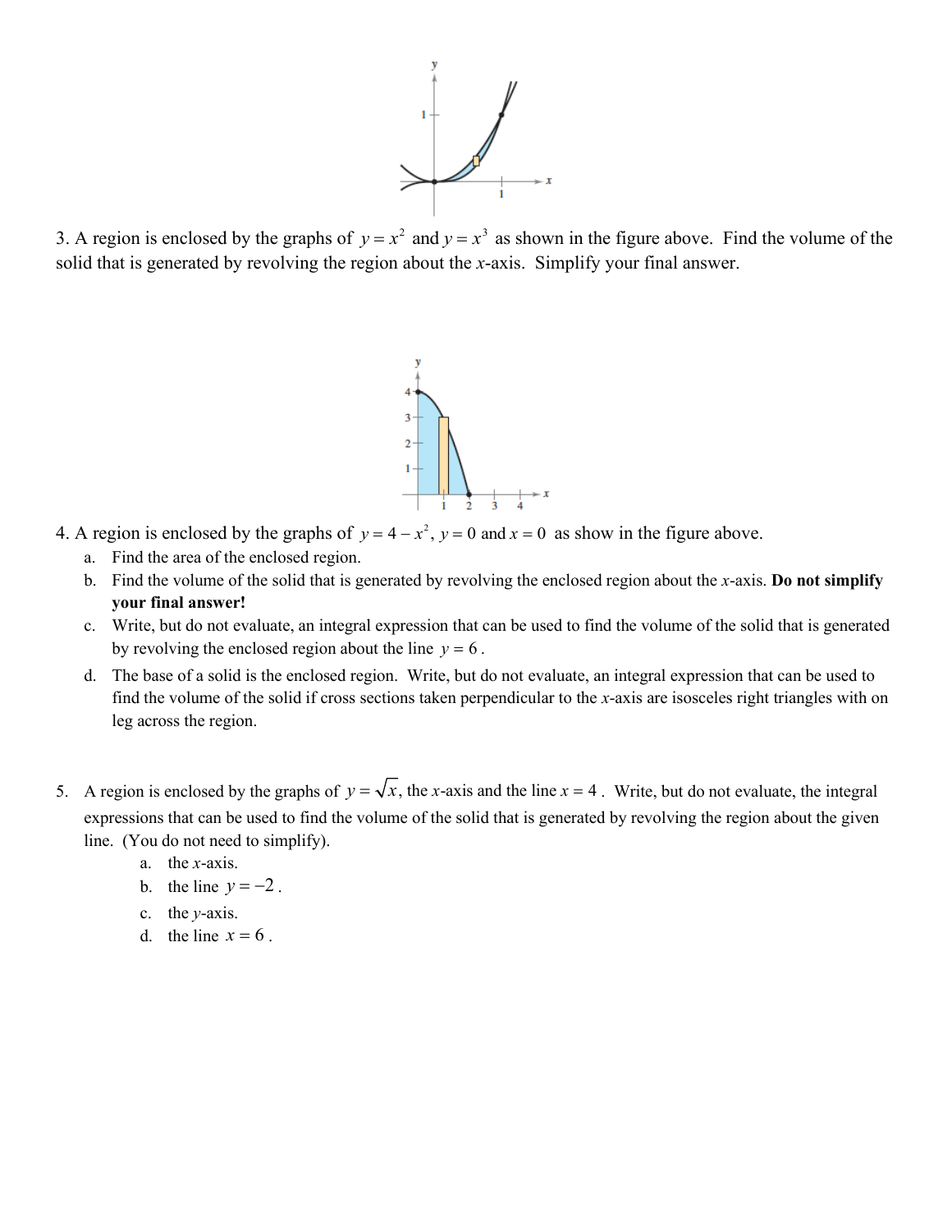y

1

1

x

3. A region is enclosed by the graphs of $y = x^2$ and $y = x^3$ as shown in the figure above. Find the volume of the solid that is generated by revolving the region about the *x*-axis. Simplify your final answer.

y

4

3

2

1

1 2 3 4

x

4. A region is enclosed by the graphs of $y = 4 - x^2$, $y = 0$ and $x = 0$ as show in the figure above.

   a. Find the area of the enclosed region.
   b. Find the volume of the solid that is generated by revolving the enclosed region about the *x*-axis. **Do not simplify your final answer!**
   c. Write, but do not evaluate, an integral expression that can be used to find the volume of the solid that is generated by revolving the enclosed region about the line $y = 6$.
   d. The base of a solid is the enclosed region. Write, but do not evaluate, an integral expression that can be used to find the volume of the solid if cross sections taken perpendicular to the *x*-axis are isosceles right triangles with on leg across the region.

5. A region is enclosed by the graphs of $y = \sqrt{x}$, the *x*-axis and the line $x = 4$. Write, but do not evaluate, the integral expressions that can be used to find the volume of the solid that is generated by revolving the region about the given line. (You do not need to simplify).

   a. the *x*-axis.
   b. the line $y = -2$.
   c. the *y*-axis.
   d. the line $x = 6$.